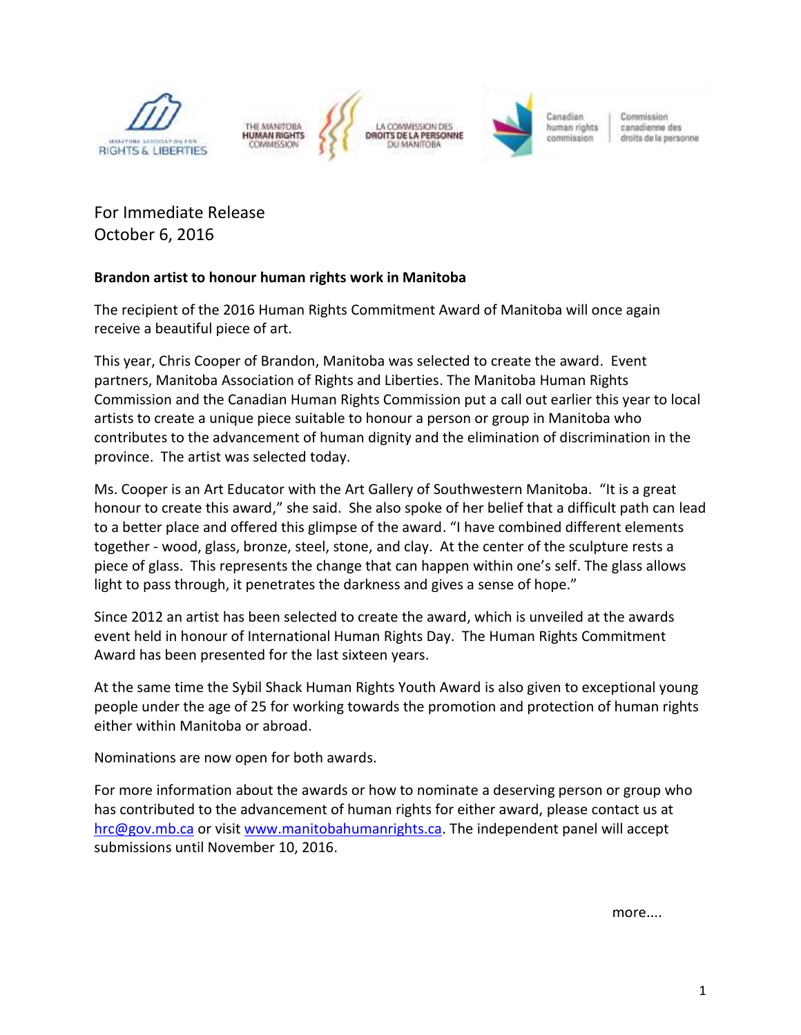For Immediate Release
October 6, 2016

**Brandon artist to honour human rights work in Manitoba**

The recipient of the 2016 Human Rights Commitment Award of Manitoba will once again receive a beautiful piece of art.

This year, Chris Cooper of Brandon, Manitoba was selected to create the award. Event partners, Manitoba Association of Rights and Liberties. The Manitoba Human Rights Commission and the Canadian Human Rights Commission put a call out earlier this year to local artists to create a unique piece suitable to honour a person or group in Manitoba who contributes to the advancement of human dignity and the elimination of discrimination in the province. The artist was selected today.

Ms. Cooper is an Art Educator with the Art Gallery of Southwestern Manitoba. "It is a great honour to create this award," she said. She also spoke of her belief that a difficult path can lead to a better place and offered this glimpse of the award. "I have combined different elements together - wood, glass, bronze, steel, stone, and clay. At the center of the sculpture rests a piece of glass. This represents the change that can happen within one's self. The glass allows light to pass through, it penetrates the darkness and gives a sense of hope."

Since 2012 an artist has been selected to create the award, which is unveiled at the awards event held in honour of International Human Rights Day. The Human Rights Commitment Award has been presented for the last sixteen years.

At the same time the Sybil Shack Human Rights Youth Award is also given to exceptional young people under the age of 25 for working towards the promotion and protection of human rights either within Manitoba or abroad.

Nominations are now open for both awards.

For more information about the awards or how to nominate a deserving person or group who has contributed to the advancement of human rights for either award, please contact us at hrc@gov.mb.ca or visit www.manitobahumanrights.ca. The independent panel will accept submissions until November 10, 2016.

more....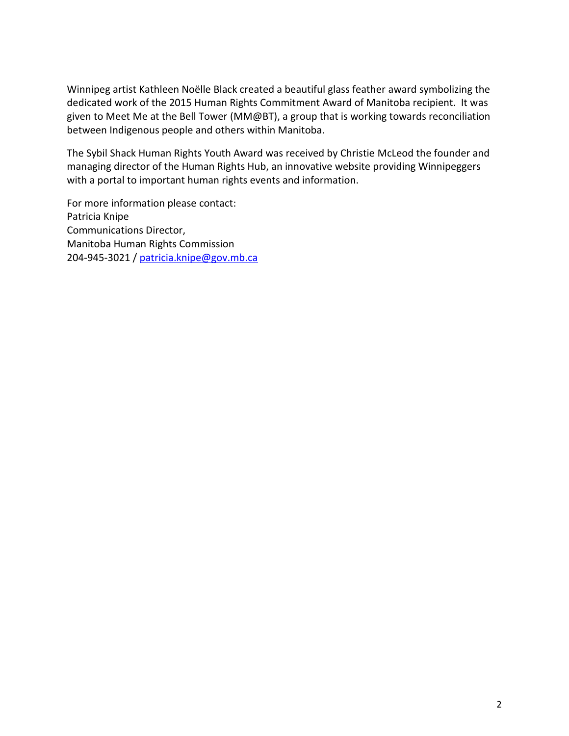Winnipeg artist Kathleen Noëlle Black created a beautiful glass feather award symbolizing the dedicated work of the 2015 Human Rights Commitment Award of Manitoba recipient. It was given to Meet Me at the Bell Tower (MM@BT), a group that is working towards reconciliation between Indigenous people and others within Manitoba.

The Sybil Shack Human Rights Youth Award was received by Christie McLeod the founder and managing director of the Human Rights Hub, an innovative website providing Winnipeggers with a portal to important human rights events and information.

For more information please contact:
Patricia Knipe
Communications Director,
Manitoba Human Rights Commission
204-945-3021 / patricia.knipe@gov.mb.ca